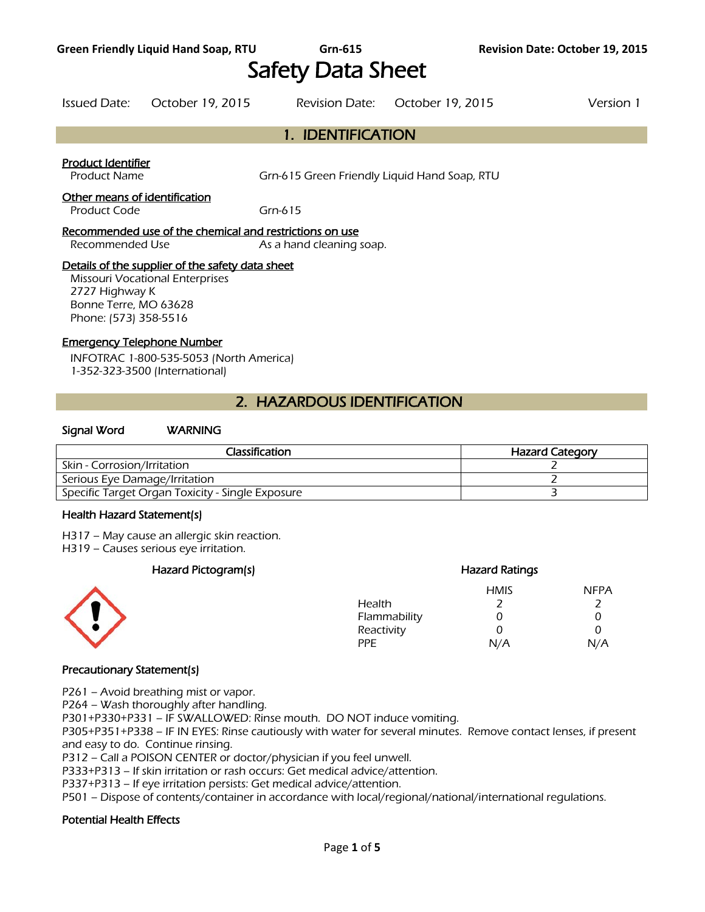# Safety Data Sheet

| Issued Date: | October 19, 2015 | Revision Date: | October 19, 2015 | Version 1 |
|---|---|---|---|---|

## 1. IDENTIFICATION

**Product Identifier**

Product Name: Grn-615 Green Friendly Liquid Hand Soap, RTU

**Other means of identification**

Product Code: Grn-615

**Recommended use of the chemical and restrictions on use**

Recommended Use: As a hand cleaning soap.

**Details of the supplier of the safety data sheet**

Missouri Vocational Enterprises
2727 Highway K
Bonne Terre, MO 63628
Phone: (573) 358-5516

**Emergency Telephone Number**

INFOTRAC 1-800-535-5053 (North America)
1-352-323-3500 (International)

## 2. HAZARDOUS IDENTIFICATION

**Signal Word** WARNING

| Classification | Hazard Category |
|---|---|
| Skin - Corrosion/Irritation | 2 |
| Serious Eye Damage/Irritation | 2 |
| Specific Target Organ Toxicity - Single Exposure | 3 |

**Health Hazard Statement(s)**

H317 – May cause an allergic skin reaction.
H319 – Causes serious eye irritation.

**Hazard Pictogram(s)**

**Hazard Ratings**

| | HMIS | NFPA |
|---|---|---|
| Health | 2 | 2 |
| Flammability | 0 | 0 |
| Reactivity | 0 | 0 |
| PPE | N/A | N/A |

**Precautionary Statement(s)**

P261 – Avoid breathing mist or vapor.
P264 – Wash thoroughly after handling.
P301+P330+P331 – IF SWALLOWED: Rinse mouth. DO NOT induce vomiting.
P305+P351+P338 – IF IN EYES: Rinse cautiously with water for several minutes. Remove contact lenses, if present and easy to do. Continue rinsing.
P312 – Call a POISON CENTER or doctor/physician if you feel unwell.
P333+P313 – If skin irritation or rash occurs: Get medical advice/attention.
P337+P313 – If eye irritation persists: Get medical advice/attention.
P501 – Dispose of contents/container in accordance with local/regional/national/international regulations.

**Potential Health Effects**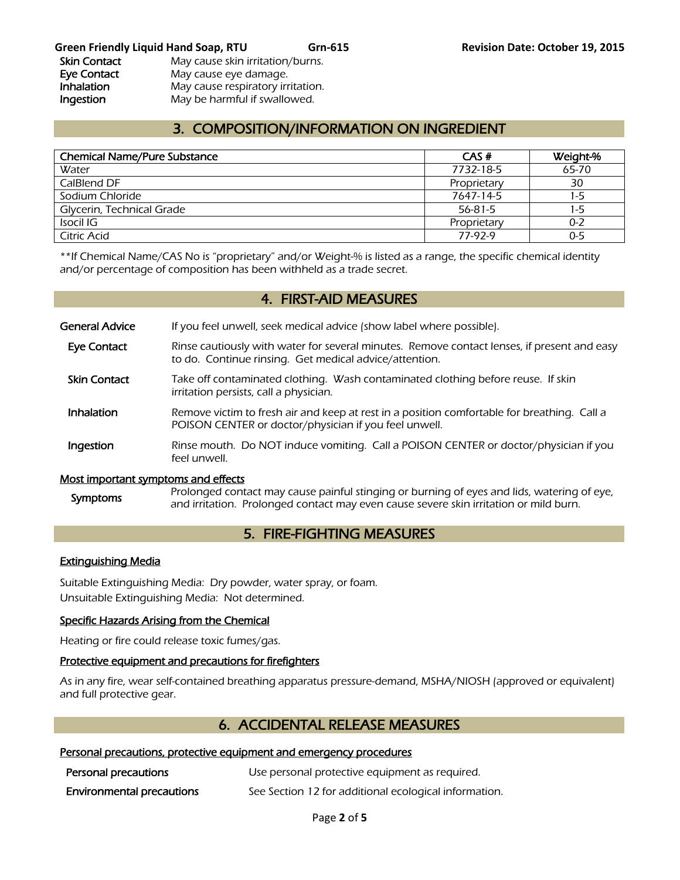| | |
|---|---|
| **Skin Contact** | May cause skin irritation/burns. |
| **Eye Contact** | May cause eye damage. |
| **Inhalation** | May cause respiratory irritation. |
| **Ingestion** | May be harmful if swallowed. |

## 3. COMPOSITION/INFORMATION ON INGREDIENT

| Chemical Name/Pure Substance | CAS # | Weight-% |
|---|---|---|
| Water | 7732-18-5 | 65-70 |
| CalBlend DF | Proprietary | 30 |
| Sodium Chloride | 7647-14-5 | 1-5 |
| Glycerin, Technical Grade | 56-81-5 | 1-5 |
| Isocil IG | Proprietary | 0-2 |
| Citric Acid | 77-92-9 | 0-5 |

*\*\*If Chemical Name/CAS No is "proprietary" and/or Weight-% is listed as a range, the specific chemical identity and/or percentage of composition has been withheld as a trade secret.*

## 4. FIRST-AID MEASURES

**General Advice** — If you feel unwell, seek medical advice (show label where possible).

**Eye Contact** — Rinse cautiously with water for several minutes. Remove contact lenses, if present and easy to do. Continue rinsing. Get medical advice/attention.

**Skin Contact** — Take off contaminated clothing. Wash contaminated clothing before reuse. If skin irritation persists, call a physician.

**Inhalation** — Remove victim to fresh air and keep at rest in a position comfortable for breathing. Call a POISON CENTER or doctor/physician if you feel unwell.

**Ingestion** — Rinse mouth. Do NOT induce vomiting. Call a POISON CENTER or doctor/physician if you feel unwell.

### Most important symptoms and effects

**Symptoms** — Prolonged contact may cause painful stinging or burning of eyes and lids, watering of eye, and irritation. Prolonged contact may even cause severe skin irritation or mild burn.

## 5. FIRE-FIGHTING MEASURES

### Extinguishing Media

Suitable Extinguishing Media: Dry powder, water spray, or foam.
Unsuitable Extinguishing Media: Not determined.

### Specific Hazards Arising from the Chemical

Heating or fire could release toxic fumes/gas.

### Protective equipment and precautions for firefighters

As in any fire, wear self-contained breathing apparatus pressure-demand, MSHA/NIOSH (approved or equivalent) and full protective gear.

## 6. ACCIDENTAL RELEASE MEASURES

### Personal precautions, protective equipment and emergency procedures

**Personal precautions** — Use personal protective equipment as required.

**Environmental precautions** — See Section 12 for additional ecological information.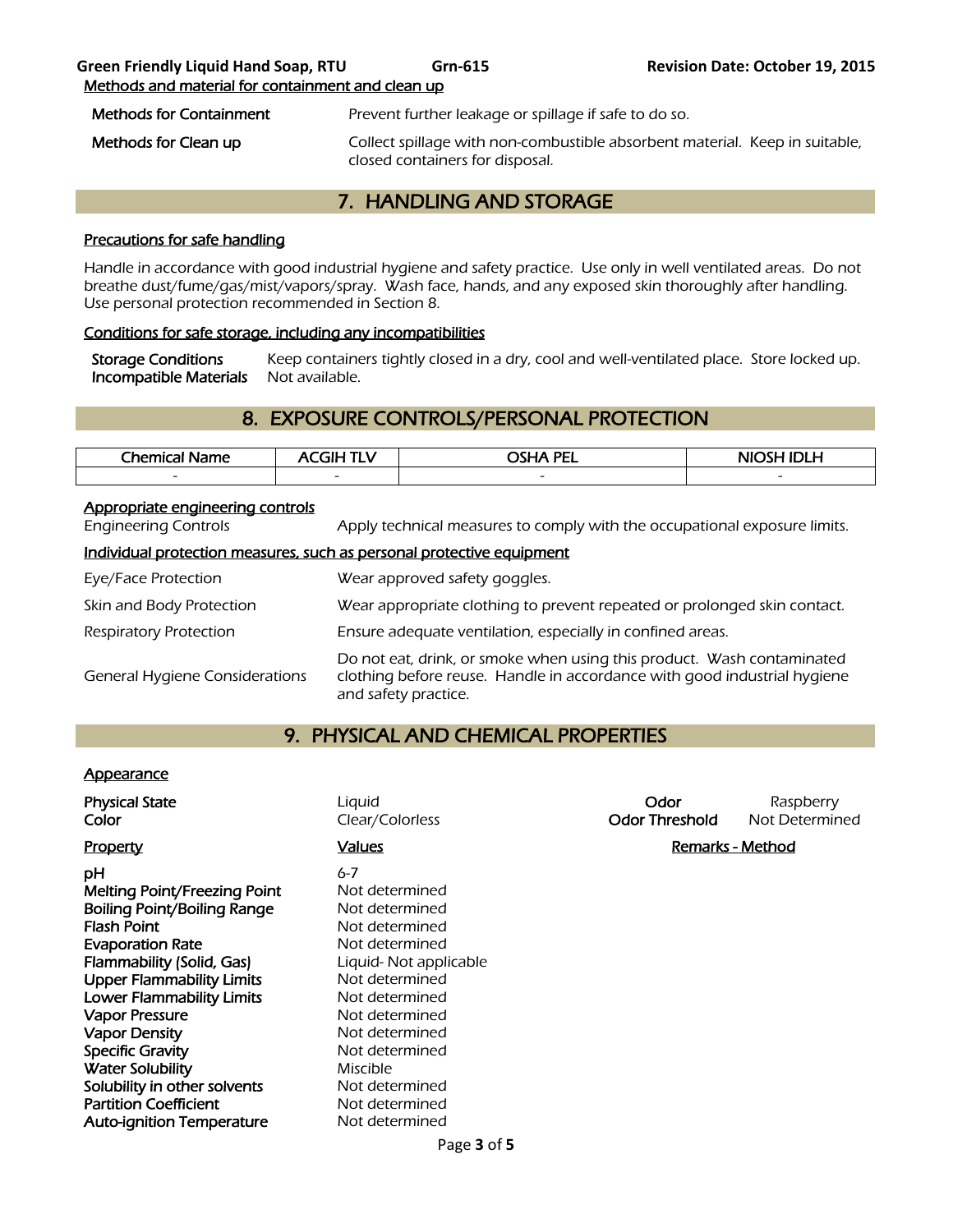#### Methods and material for containment and clean up

| | |
|---|---|
| **Methods for Containment** | Prevent further leakage or spillage if safe to do so. |
| **Methods for Clean up** | Collect spillage with non-combustible absorbent material. Keep in suitable, closed containers for disposal. |

## 7. HANDLING AND STORAGE

#### Precautions for safe handling

Handle in accordance with good industrial hygiene and safety practice. Use only in well ventilated areas. Do not breathe dust/fume/gas/mist/vapors/spray. Wash face, hands, and any exposed skin thoroughly after handling. Use personal protection recommended in Section 8.

#### Conditions for safe storage, including any incompatibilities

| | |
|---|---|
| **Storage Conditions** | Keep containers tightly closed in a dry, cool and well-ventilated place. Store locked up. |
| **Incompatible Materials** | Not available. |

## 8. EXPOSURE CONTROLS/PERSONAL PROTECTION

| Chemical Name | ACGIH TLV | OSHA PEL | NIOSH IDLH |
|---|---|---|---|
| - | - | - | - |

#### Appropriate engineering controls

| | |
|---|---|
| Engineering Controls | Apply technical measures to comply with the occupational exposure limits. |

#### Individual protection measures, such as personal protective equipment

| | |
|---|---|
| Eye/Face Protection | Wear approved safety goggles. |
| Skin and Body Protection | Wear appropriate clothing to prevent repeated or prolonged skin contact. |
| Respiratory Protection | Ensure adequate ventilation, especially in confined areas. |
| General Hygiene Considerations | Do not eat, drink, or smoke when using this product. Wash contaminated clothing before reuse. Handle in accordance with good industrial hygiene and safety practice. |

## 9. PHYSICAL AND CHEMICAL PROPERTIES

#### Appearance

| | | | |
|---|---|---|---|
| **Physical State** | Liquid | **Odor** | Raspberry |
| **Color** | Clear/Colorless | **Odor Threshold** | Not Determined |

| Property | Values | Remarks - Method |
|---|---|---|
| **pH** | 6-7 | |
| **Melting Point/Freezing Point** | Not determined | |
| **Boiling Point/Boiling Range** | Not determined | |
| **Flash Point** | Not determined | |
| **Evaporation Rate** | Not determined | |
| **Flammability (Solid, Gas)** | Liquid- Not applicable | |
| **Upper Flammability Limits** | Not determined | |
| **Lower Flammability Limits** | Not determined | |
| **Vapor Pressure** | Not determined | |
| **Vapor Density** | Not determined | |
| **Specific Gravity** | Not determined | |
| **Water Solubility** | Miscible | |
| **Solubility in other solvents** | Not determined | |
| **Partition Coefficient** | Not determined | |
| **Auto-ignition Temperature** | Not determined | |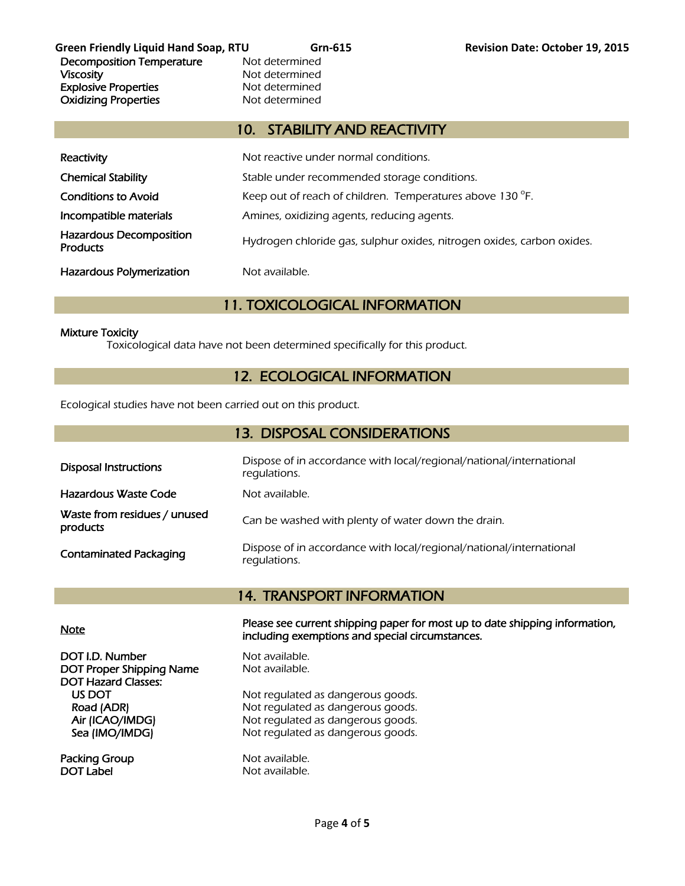| | |
|---|---|
| Decomposition Temperature | Not determined |
| Viscosity | Not determined |
| Explosive Properties | Not determined |
| Oxidizing Properties | Not determined |

## 10. STABILITY AND REACTIVITY

| | |
|---|---|
| Reactivity | Not reactive under normal conditions. |
| Chemical Stability | Stable under recommended storage conditions. |
| Conditions to Avoid | Keep out of reach of children. Temperatures above 130 °F. |
| Incompatible materials | Amines, oxidizing agents, reducing agents. |
| Hazardous Decomposition Products | Hydrogen chloride gas, sulphur oxides, nitrogen oxides, carbon oxides. |
| Hazardous Polymerization | Not available. |

## 11. TOXICOLOGICAL INFORMATION

Mixture Toxicity

Toxicological data have not been determined specifically for this product.

## 12. ECOLOGICAL INFORMATION

Ecological studies have not been carried out on this product.

## 13. DISPOSAL CONSIDERATIONS

| | |
|---|---|
| Disposal Instructions | Dispose of in accordance with local/regional/national/international regulations. |
| Hazardous Waste Code | Not available. |
| Waste from residues / unused products | Can be washed with plenty of water down the drain. |
| Contaminated Packaging | Dispose of in accordance with local/regional/national/international regulations. |

## 14. TRANSPORT INFORMATION

<u>Note</u> — **Please see current shipping paper for most up to date shipping information, including exemptions and special circumstances.**

| | |
|---|---|
| DOT I.D. Number | Not available. |
| DOT Proper Shipping Name | Not available. |
| DOT Hazard Classes: | |
| US DOT | Not regulated as dangerous goods. |
| Road (ADR) | Not regulated as dangerous goods. |
| Air (ICAO/IMDG) | Not regulated as dangerous goods. |
| Sea (IMO/IMDG) | Not regulated as dangerous goods. |
| Packing Group | Not available. |
| DOT Label | Not available. |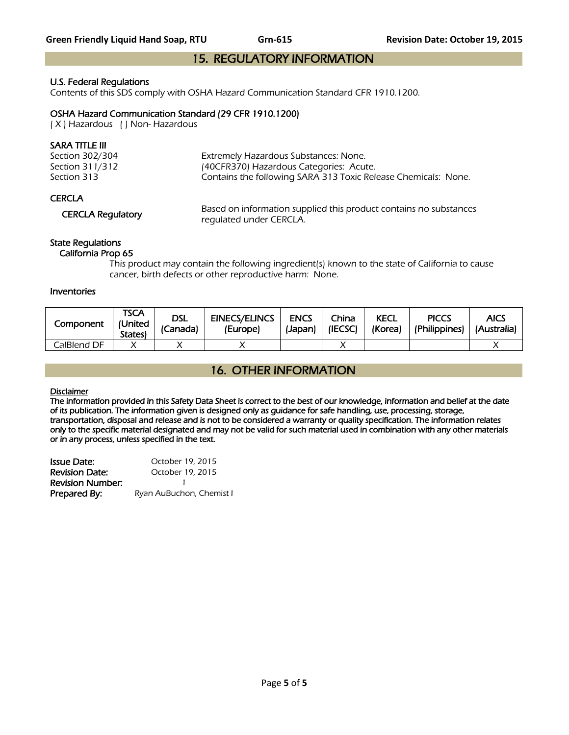## 15. REGULATORY INFORMATION

### U.S. Federal Regulations

Contents of this SDS comply with OSHA Hazard Communication Standard CFR 1910.1200.

### OSHA Hazard Communication Standard (29 CFR 1910.1200)

( X ) Hazardous ( ) Non- Hazardous

### SARA TITLE III

| | |
|---|---|
| Section 302/304 | Extremely Hazardous Substances: None. |
| Section 311/312 | (40CFR370) Hazardous Categories: Acute. |
| Section 313 | Contains the following SARA 313 Toxic Release Chemicals: None. |

### CERCLA

| | |
|---|---|
| CERCLA Regulatory | Based on information supplied this product contains no substances regulated under CERCLA. |

### State Regulations

#### California Prop 65

This product may contain the following ingredient(s) known to the state of California to cause cancer, birth defects or other reproductive harm: None.

### Inventories

| Component | TSCA (United States) | DSL (Canada) | EINECS/ELINCS (Europe) | ENCS (Japan) | China (IECSC) | KECL (Korea) | PICCS (Philippines) | AICS (Australia) |
|---|---|---|---|---|---|---|---|---|
| CalBlend DF | X | X | X | | X | | | X |

## 16. OTHER INFORMATION

Disclaimer

**The information provided in this Safety Data Sheet is correct to the best of our knowledge, information and belief at the date of its publication. The information given is designed only as guidance for safe handling, use, processing, storage, transportation, disposal and release and is not to be considered a warranty or quality specification. The information relates only to the specific material designated and may not be valid for such material used in combination with any other materials or in any process, unless specified in the text.**

**Issue Date:** October 19, 2015
**Revision Date:** October 19, 2015
**Revision Number:** 1
**Prepared By:** Ryan AuBuchon, Chemist I